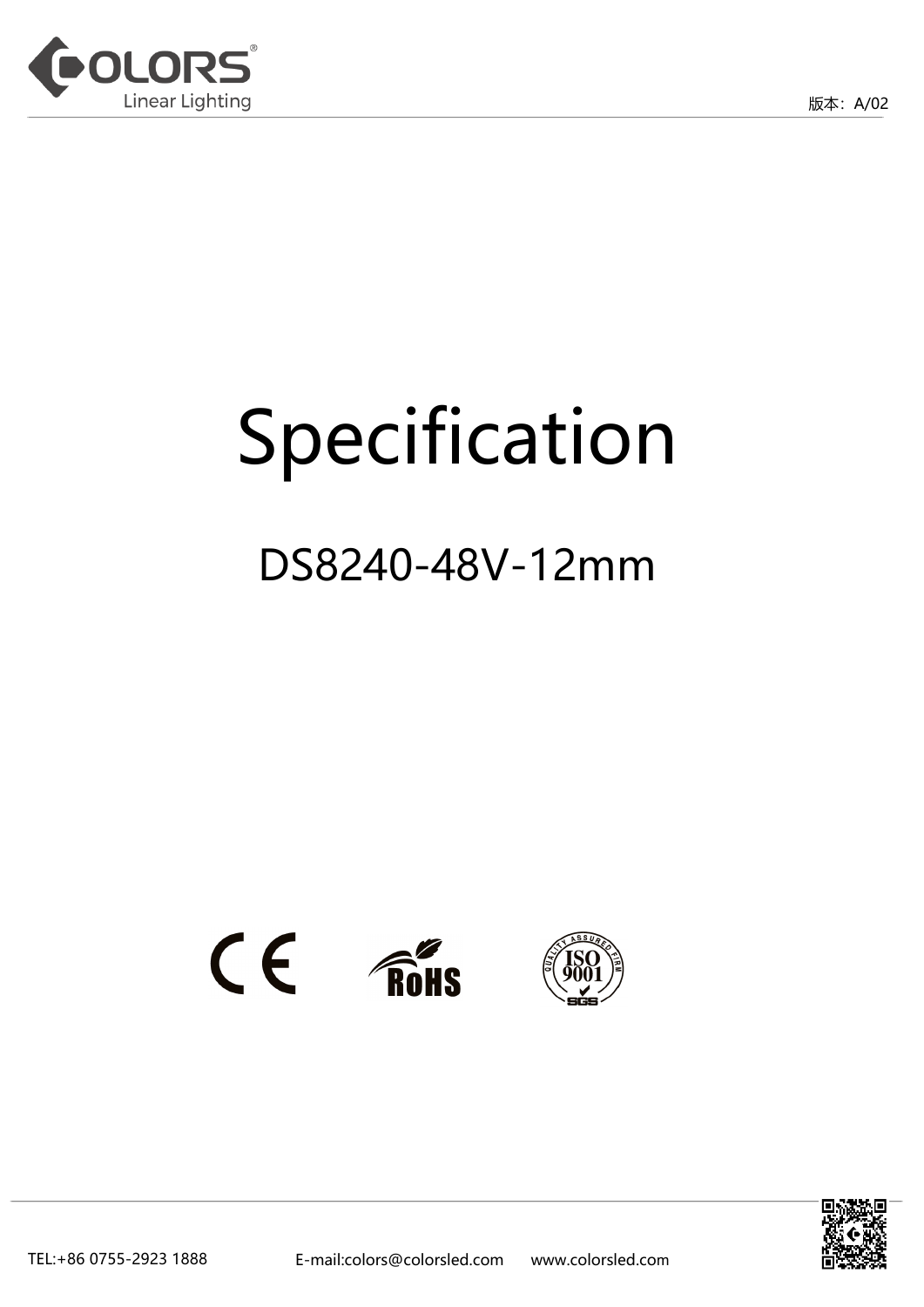# Specification

## DS8240-48V-12mm

TEL:+86 0755-2923 1888 E-mail:colors@colorsled.com www.colorsled.com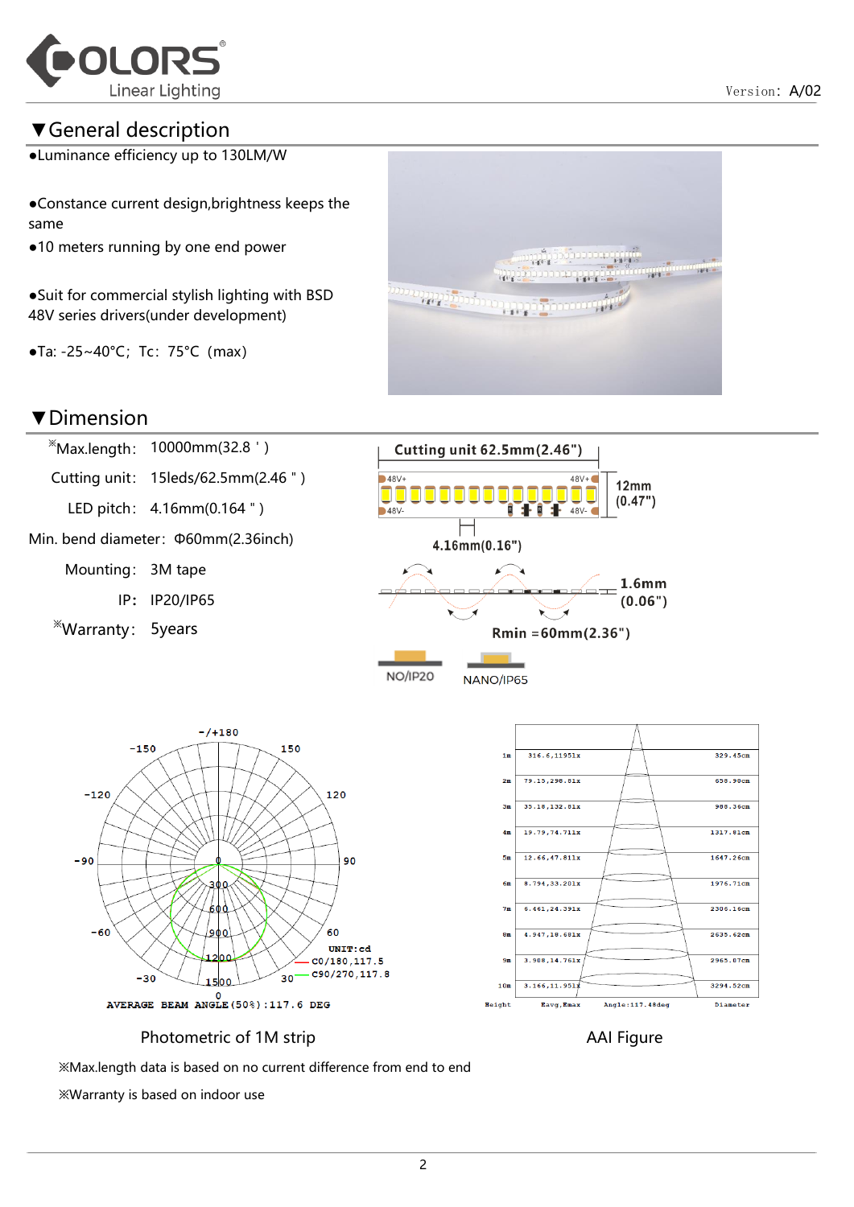Version: A/02

## ▼General description

- ●Luminance efficiency up to 130LM/W
- ●Constance current design,brightness keeps the same
- ●10 meters running by one end power
- ●Suit for commercial stylish lighting with BSD 48V series drivers(under development)
- ●Ta: -25~40°C; Tc: 75°C (max)

## ▼Dimension

| | |
|---|---|
| ※Max.length: | 10000mm(32.8 ' ) |
| Cutting unit: | 15leds/62.5mm(2.46 " ) |
| LED pitch: | 4.16mm(0.164 " ) |
| Min. bend diameter: | Φ60mm(2.36inch) |
| Mounting: | 3M tape |
| IP: | IP20/IP65 |
| ※Warranty: | 5years |

Cutting unit 62.5mm(2.46")

12mm (0.47")

4.16mm(0.16")

1.6mm (0.06")

Rmin =60mm(2.36")

NO/IP20 NANO/IP65

UNIT:cd

C0/180,117.5

C90/270,117.8

AVERAGE BEAM ANGLE(50%):117.6 DEG

Photometric of 1M strip

| Height | Eavg,Emax | Diameter |
|---|---|---|
| 1m | 316.6,1195lx | 329.45cm |
| 2m | 79.15,298.81lx | 658.90cm |
| 3m | 35.18,132.81lx | 988.36cm |
| 4m | 19.79,74.71lx | 1317.81cm |
| 5m | 12.66,47.81lx | 1647.26cm |
| 6m | 8.794,33.20lx | 1976.71cm |
| 7m | 6.461,24.39lx | 2306.16cm |
| 8m | 4.947,18.68lx | 2635.62cm |
| 9m | 3.908,14.76lx | 2965.07cm |
| 10m | 3.166,11.95lx | 3294.52cm |

Angle:117.48deg

AAI Figure

※Max.length data is based on no current difference from end to end

※Warranty is based on indoor use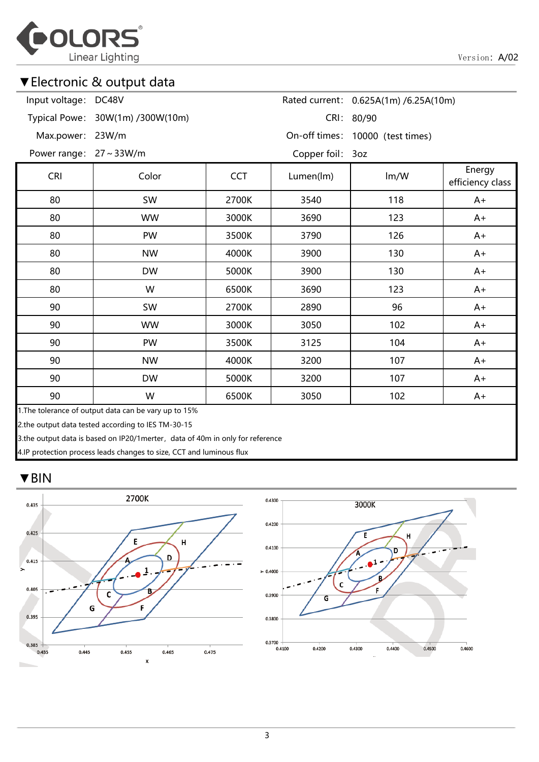## ▼Electronic & output data

| | | | |
|---|---|---|---|
| Input voltage: | DC48V | Rated current: | 0.625A(1m) /6.25A(10m) |
| Typical Powe: | 30W(1m) /300W(10m) | CRI: | 80/90 |
| Max.power: | 23W/m | On-off times: | 10000 (test times) |
| Power range: | 27～33W/m | Copper foil: | 3oz |

| CRI | Color | CCT | Lumen(lm) | lm/W | Energy efficiency class |
|---|---|---|---|---|---|
| 80 | SW | 2700K | 3540 | 118 | A+ |
| 80 | WW | 3000K | 3690 | 123 | A+ |
| 80 | PW | 3500K | 3790 | 126 | A+ |
| 80 | NW | 4000K | 3900 | 130 | A+ |
| 80 | DW | 5000K | 3900 | 130 | A+ |
| 80 | W | 6500K | 3690 | 123 | A+ |
| 90 | SW | 2700K | 2890 | 96 | A+ |
| 90 | WW | 3000K | 3050 | 102 | A+ |
| 90 | PW | 3500K | 3125 | 104 | A+ |
| 90 | NW | 4000K | 3200 | 107 | A+ |
| 90 | DW | 5000K | 3200 | 107 | A+ |
| 90 | W | 6500K | 3050 | 102 | A+ |

1.The tolerance of output data can be vary up to 15%

2.the output data tested according to IES TM-30-15

3.the output data is based on IP20/1merter，data of 40m in only for reference

4.IP protection process leads changes to size, CCT and luminous flux

## ▼BIN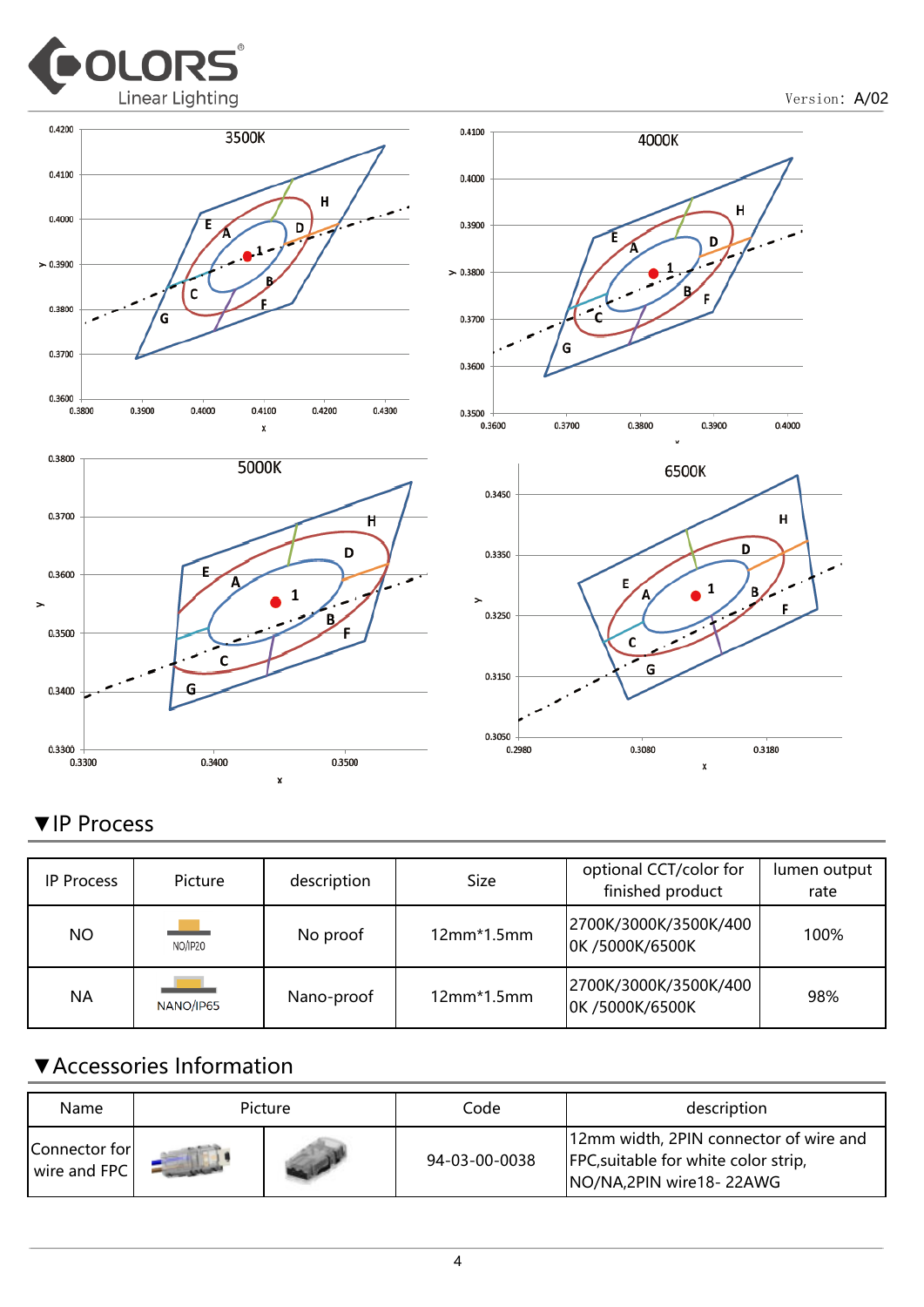## ▼IP Process

| IP Process | Picture | description | Size | optional CCT/color for finished product | lumen output rate |
|---|---|---|---|---|---|
| NO | NO/IP20 | No proof | 12mm*1.5mm | 2700K/3000K/3500K/4000K /5000K/6500K | 100% |
| NA | NANO/IP65 | Nano-proof | 12mm*1.5mm | 2700K/3000K/3500K/4000K /5000K/6500K | 98% |

## ▼Accessories Information

| Name | Picture | | Code | description |
|---|---|---|---|---|
| Connector for wire and FPC | | | 94-03-00-0038 | 12mm width, 2PIN connector of wire and FPC,suitable for white color strip, NO/NA,2PIN wire18- 22AWG |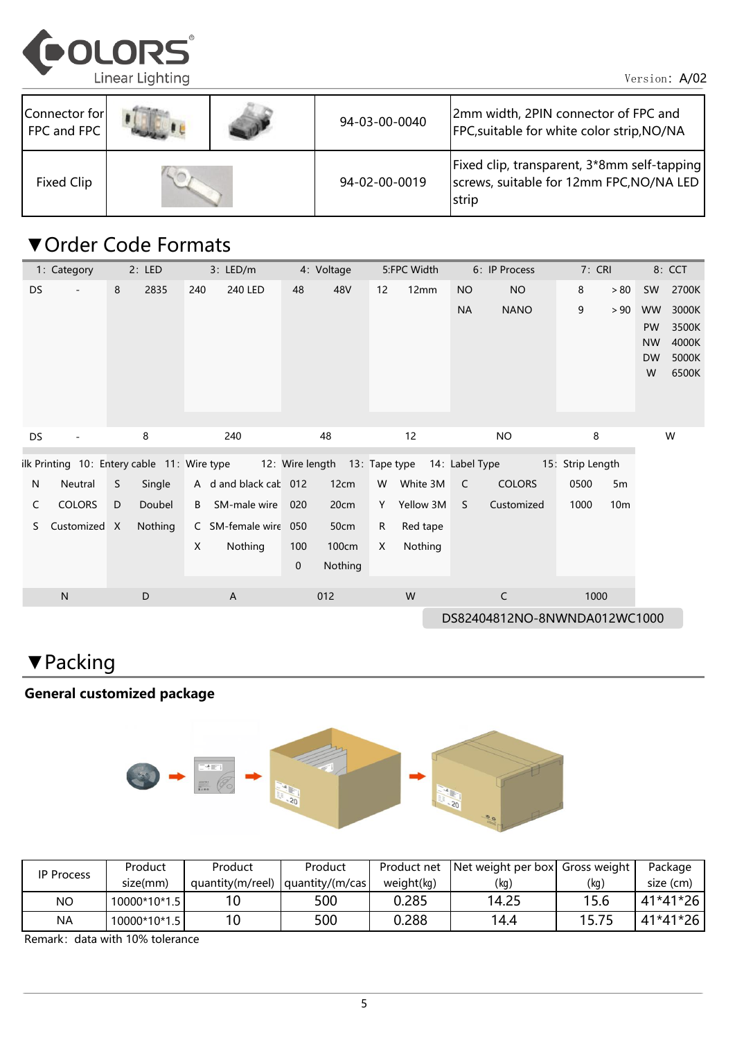| Connector for FPC and FPC | | | 94-03-00-0040 | 2mm width, 2PIN connector of FPC and FPC,suitable for white color strip,NO/NA |
|---|---|---|---|---|
| Fixed Clip | | | 94-02-00-0019 | Fixed clip, transparent, 3*8mm self-tapping screws, suitable for 12mm FPC,NO/NA LED strip |

## ▼Order Code Formats

| 1: Category | | 2: LED | | 3: LED/m | | 4: Voltage | | 5:FPC Width | | 6: IP Process | | 7: CRI | | 8: CCT | |
|---|---|---|---|---|---|---|---|---|---|---|---|---|---|---|---|
| DS | - | 8 | 2835 | 240 | 240 LED | 48 | 48V | 12 | 12mm | NO | NO | 8 | ＞80 | SW | 2700K |
| | | | | | | | | | | NA | NANO | 9 | ＞90 | WW | 3000K |
| | | | | | | | | | | | | | | PW | 3500K |
| | | | | | | | | | | | | | | NW | 4000K |
| | | | | | | | | | | | | | | DW | 5000K |
| | | | | | | | | | | | | | | W | 6500K |
| DS | - | 8 | | 240 | | 48 | | 12 | | NO | | 8 | | W | |

| ilk Printing | | 10: Entery cable | | 11: Wire type | | 12: Wire length | | 13: Tape type | | 14: Label Type | | 15: Strip Length | |
|---|---|---|---|---|---|---|---|---|---|---|---|---|---|
| N | Neutral | S | Single | A | d and black cat | 012 | 12cm | W | White 3M | C | COLORS | 0500 | 5m |
| C | COLORS | D | Doubel | B | SM-male wire | 020 | 20cm | Y | Yellow 3M | S | Customized | 1000 | 10m |
| S | Customized | X | Nothing | C | SM-female wire | 050 | 50cm | R | Red tape | | | | |
| | | | | X | Nothing | 100 | 100cm | X | Nothing | | | | |
| | | | | | | 0 | Nothing | | | | | | |
| N | | D | | A | | 012 | | W | | C | | 1000 | |

DS82404812NO-8NWNDA012WC1000

## ▼Packing

**General customized package**

| IP Process | Product size(mm) | Product quantity(m/reel) | Product quantity/(m/cas | Product net weight(kg) | Net weight per box (kg) | Gross weight (kg) | Package size (cm) |
|---|---|---|---|---|---|---|---|
| NO | 10000*10*1.5 | 10 | 500 | 0.285 | 14.25 | 15.6 | 41*41*26 |
| NA | 10000*10*1.5 | 10 | 500 | 0.288 | 14.4 | 15.75 | 41*41*26 |

Remark: data with 10% tolerance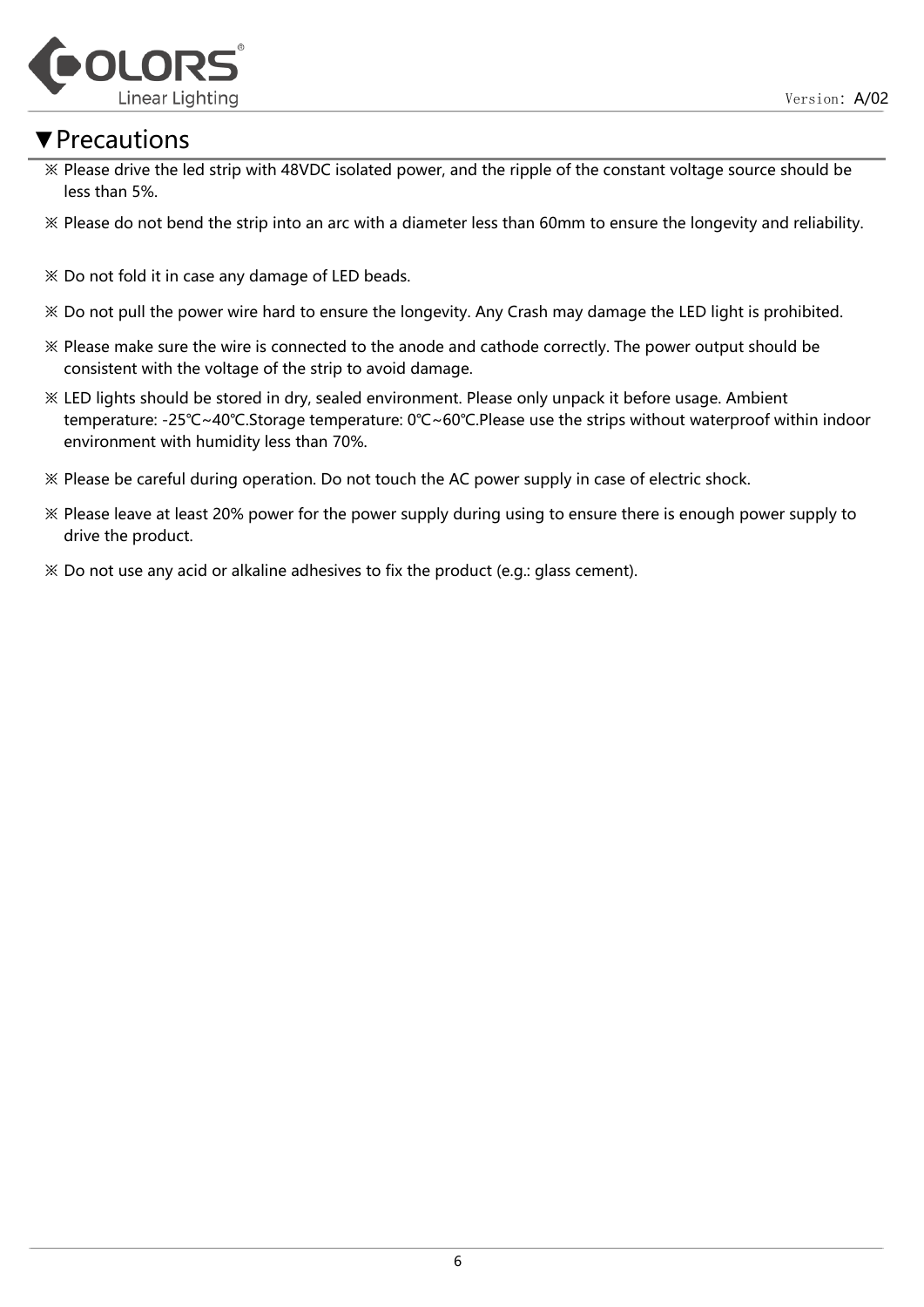## ▼Precautions

※ Please drive the led strip with 48VDC isolated power, and the ripple of the constant voltage source should be less than 5%.

※ Please do not bend the strip into an arc with a diameter less than 60mm to ensure the longevity and reliability.

※ Do not fold it in case any damage of LED beads.

※ Do not pull the power wire hard to ensure the longevity. Any Crash may damage the LED light is prohibited.

※ Please make sure the wire is connected to the anode and cathode correctly. The power output should be consistent with the voltage of the strip to avoid damage.

※ LED lights should be stored in dry, sealed environment. Please only unpack it before usage. Ambient temperature: -25℃~40℃.Storage temperature: 0℃~60℃.Please use the strips without waterproof within indoor environment with humidity less than 70%.

※ Please be careful during operation. Do not touch the AC power supply in case of electric shock.

※ Please leave at least 20% power for the power supply during using to ensure there is enough power supply to drive the product.

※ Do not use any acid or alkaline adhesives to fix the product (e.g.: glass cement).